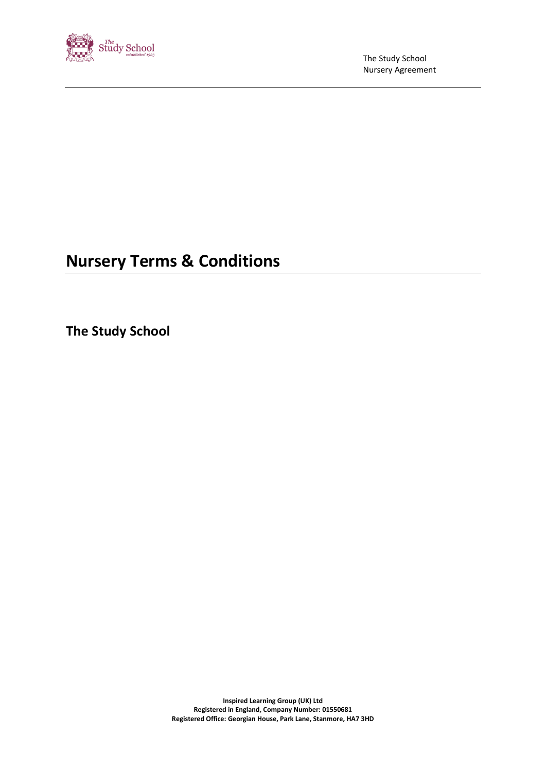# Nursery Terms & Conditions

## The Study School

**Inspired Learning Group (UK) Ltd**
**Registered in England, Company Number: 01550681**
**Registered Office: Georgian House, Park Lane, Stanmore, HA7 3HD**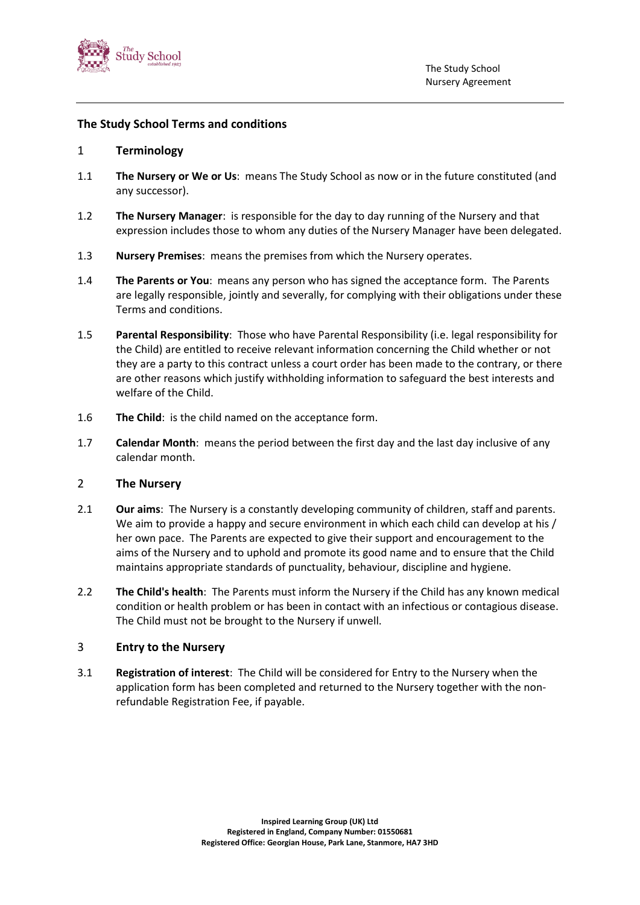## The Study School Terms and conditions

### 1 Terminology

1.1 **The Nursery or We or Us**: means The Study School as now or in the future constituted (and any successor).

1.2 **The Nursery Manager**: is responsible for the day to day running of the Nursery and that expression includes those to whom any duties of the Nursery Manager have been delegated.

1.3 **Nursery Premises**: means the premises from which the Nursery operates.

1.4 **The Parents or You**: means any person who has signed the acceptance form. The Parents are legally responsible, jointly and severally, for complying with their obligations under these Terms and conditions.

1.5 **Parental Responsibility**: Those who have Parental Responsibility (i.e. legal responsibility for the Child) are entitled to receive relevant information concerning the Child whether or not they are a party to this contract unless a court order has been made to the contrary, or there are other reasons which justify withholding information to safeguard the best interests and welfare of the Child.

1.6 **The Child**: is the child named on the acceptance form.

1.7 **Calendar Month**: means the period between the first day and the last day inclusive of any calendar month.

### 2 The Nursery

2.1 **Our aims**: The Nursery is a constantly developing community of children, staff and parents. We aim to provide a happy and secure environment in which each child can develop at his / her own pace. The Parents are expected to give their support and encouragement to the aims of the Nursery and to uphold and promote its good name and to ensure that the Child maintains appropriate standards of punctuality, behaviour, discipline and hygiene.

2.2 **The Child's health**: The Parents must inform the Nursery if the Child has any known medical condition or health problem or has been in contact with an infectious or contagious disease. The Child must not be brought to the Nursery if unwell.

### 3 Entry to the Nursery

3.1 **Registration of interest**: The Child will be considered for Entry to the Nursery when the application form has been completed and returned to the Nursery together with the non-refundable Registration Fee, if payable.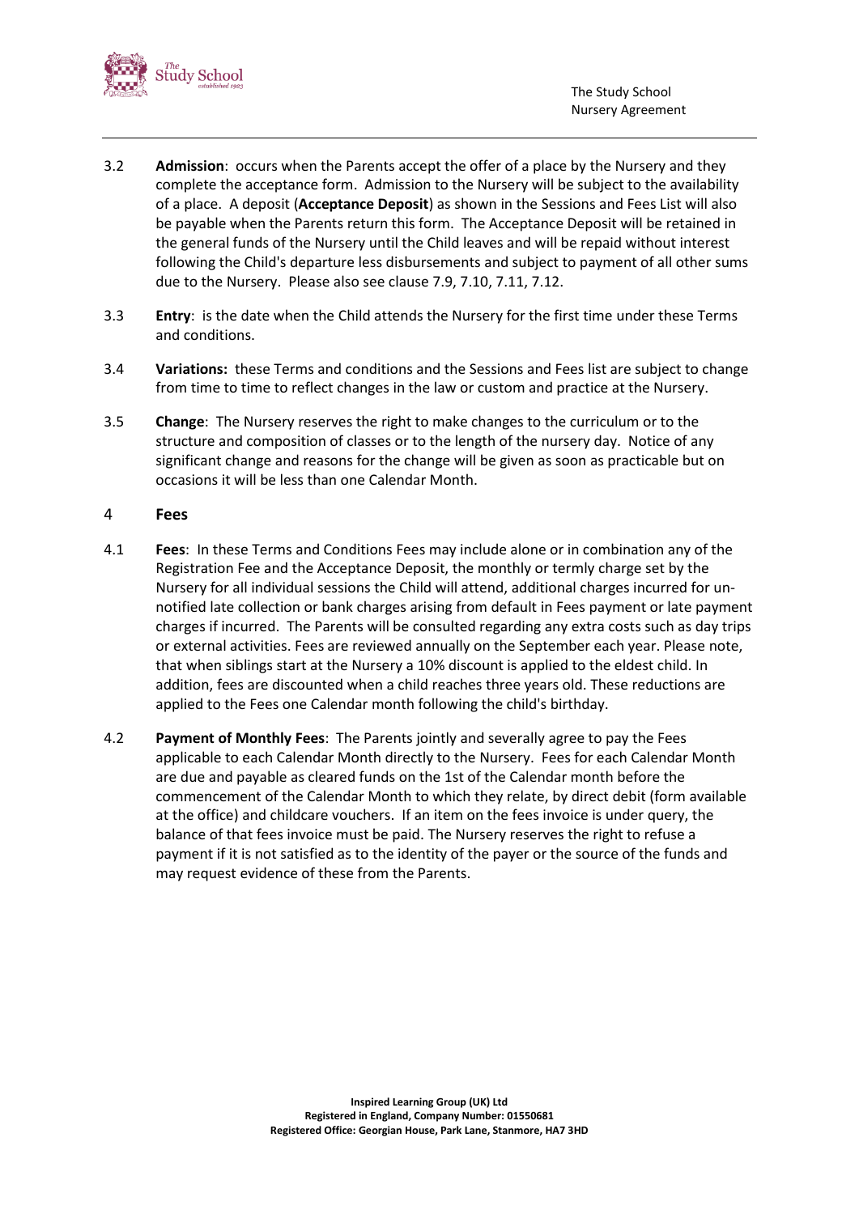3.2 **Admission**: occurs when the Parents accept the offer of a place by the Nursery and they complete the acceptance form. Admission to the Nursery will be subject to the availability of a place. A deposit (**Acceptance Deposit**) as shown in the Sessions and Fees List will also be payable when the Parents return this form. The Acceptance Deposit will be retained in the general funds of the Nursery until the Child leaves and will be repaid without interest following the Child's departure less disbursements and subject to payment of all other sums due to the Nursery. Please also see clause 7.9, 7.10, 7.11, 7.12.

3.3 **Entry**: is the date when the Child attends the Nursery for the first time under these Terms and conditions.

3.4 **Variations:** these Terms and conditions and the Sessions and Fees list are subject to change from time to time to reflect changes in the law or custom and practice at the Nursery.

3.5 **Change**: The Nursery reserves the right to make changes to the curriculum or to the structure and composition of classes or to the length of the nursery day. Notice of any significant change and reasons for the change will be given as soon as practicable but on occasions it will be less than one Calendar Month.

## 4 Fees

4.1 **Fees**: In these Terms and Conditions Fees may include alone or in combination any of the Registration Fee and the Acceptance Deposit, the monthly or termly charge set by the Nursery for all individual sessions the Child will attend, additional charges incurred for un-notified late collection or bank charges arising from default in Fees payment or late payment charges if incurred. The Parents will be consulted regarding any extra costs such as day trips or external activities. Fees are reviewed annually on the September each year. Please note, that when siblings start at the Nursery a 10% discount is applied to the eldest child. In addition, fees are discounted when a child reaches three years old. These reductions are applied to the Fees one Calendar month following the child's birthday.

4.2 **Payment of Monthly Fees**: The Parents jointly and severally agree to pay the Fees applicable to each Calendar Month directly to the Nursery. Fees for each Calendar Month are due and payable as cleared funds on the 1st of the Calendar month before the commencement of the Calendar Month to which they relate, by direct debit (form available at the office) and childcare vouchers. If an item on the fees invoice is under query, the balance of that fees invoice must be paid. The Nursery reserves the right to refuse a payment if it is not satisfied as to the identity of the payer or the source of the funds and may request evidence of these from the Parents.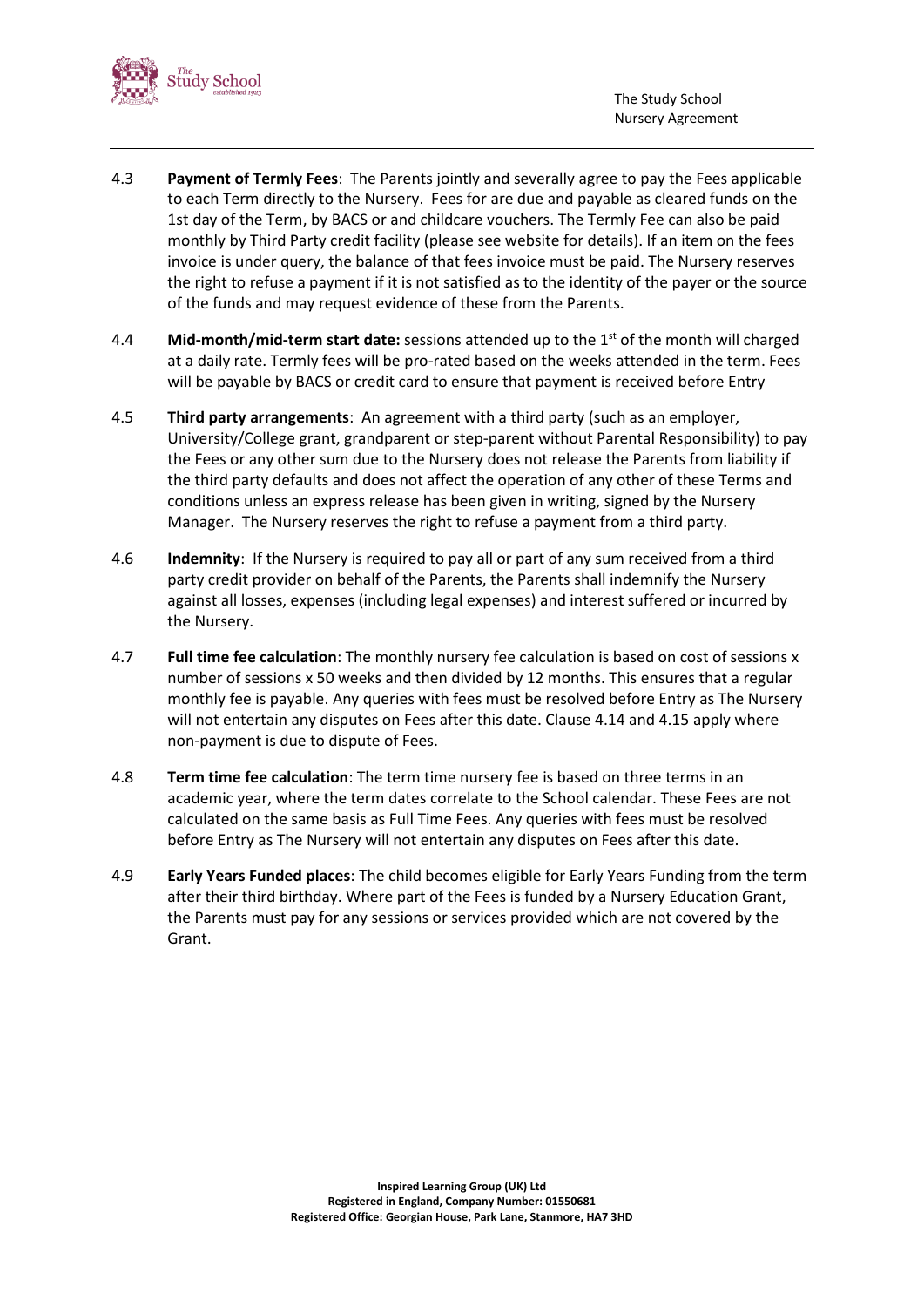4.3 **Payment of Termly Fees**: The Parents jointly and severally agree to pay the Fees applicable to each Term directly to the Nursery. Fees for are due and payable as cleared funds on the 1st day of the Term, by BACS or and childcare vouchers. The Termly Fee can also be paid monthly by Third Party credit facility (please see website for details). If an item on the fees invoice is under query, the balance of that fees invoice must be paid. The Nursery reserves the right to refuse a payment if it is not satisfied as to the identity of the payer or the source of the funds and may request evidence of these from the Parents.

4.4 **Mid-month/mid-term start date:** sessions attended up to the 1st of the month will charged at a daily rate. Termly fees will be pro-rated based on the weeks attended in the term. Fees will be payable by BACS or credit card to ensure that payment is received before Entry

4.5 **Third party arrangements**: An agreement with a third party (such as an employer, University/College grant, grandparent or step-parent without Parental Responsibility) to pay the Fees or any other sum due to the Nursery does not release the Parents from liability if the third party defaults and does not affect the operation of any other of these Terms and conditions unless an express release has been given in writing, signed by the Nursery Manager. The Nursery reserves the right to refuse a payment from a third party.

4.6 **Indemnity**: If the Nursery is required to pay all or part of any sum received from a third party credit provider on behalf of the Parents, the Parents shall indemnify the Nursery against all losses, expenses (including legal expenses) and interest suffered or incurred by the Nursery.

4.7 **Full time fee calculation**: The monthly nursery fee calculation is based on cost of sessions x number of sessions x 50 weeks and then divided by 12 months. This ensures that a regular monthly fee is payable. Any queries with fees must be resolved before Entry as The Nursery will not entertain any disputes on Fees after this date. Clause 4.14 and 4.15 apply where non-payment is due to dispute of Fees.

4.8 **Term time fee calculation**: The term time nursery fee is based on three terms in an academic year, where the term dates correlate to the School calendar. These Fees are not calculated on the same basis as Full Time Fees. Any queries with fees must be resolved before Entry as The Nursery will not entertain any disputes on Fees after this date.

4.9 **Early Years Funded places**: The child becomes eligible for Early Years Funding from the term after their third birthday. Where part of the Fees is funded by a Nursery Education Grant, the Parents must pay for any sessions or services provided which are not covered by the Grant.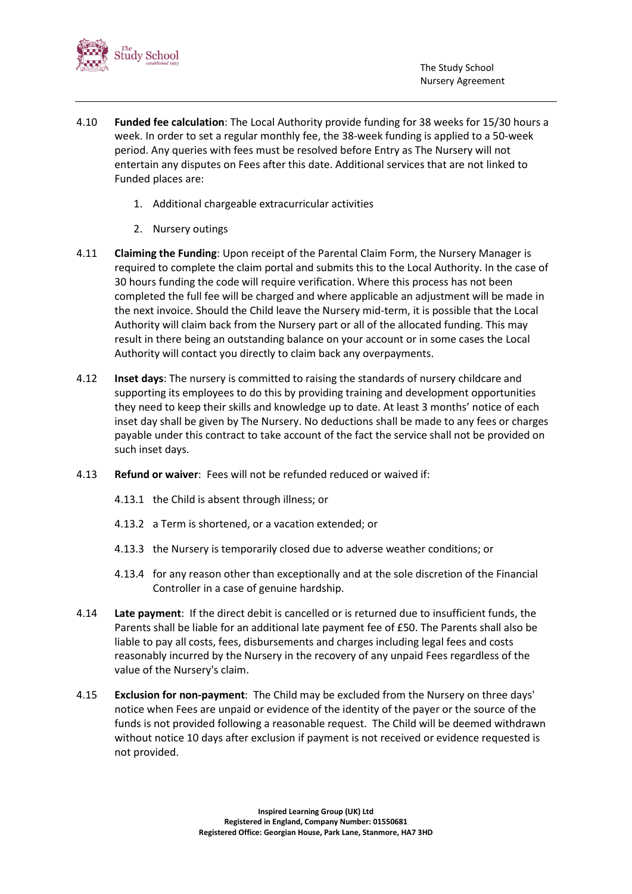4.10 **Funded fee calculation**: The Local Authority provide funding for 38 weeks for 15/30 hours a week. In order to set a regular monthly fee, the 38-week funding is applied to a 50-week period. Any queries with fees must be resolved before Entry as The Nursery will not entertain any disputes on Fees after this date. Additional services that are not linked to Funded places are:

1. Additional chargeable extracurricular activities
2. Nursery outings

4.11 **Claiming the Funding**: Upon receipt of the Parental Claim Form, the Nursery Manager is required to complete the claim portal and submits this to the Local Authority. In the case of 30 hours funding the code will require verification. Where this process has not been completed the full fee will be charged and where applicable an adjustment will be made in the next invoice. Should the Child leave the Nursery mid-term, it is possible that the Local Authority will claim back from the Nursery part or all of the allocated funding. This may result in there being an outstanding balance on your account or in some cases the Local Authority will contact you directly to claim back any overpayments.

4.12 **Inset days**: The nursery is committed to raising the standards of nursery childcare and supporting its employees to do this by providing training and development opportunities they need to keep their skills and knowledge up to date. At least 3 months' notice of each inset day shall be given by The Nursery. No deductions shall be made to any fees or charges payable under this contract to take account of the fact the service shall not be provided on such inset days.

4.13 **Refund or waiver**: Fees will not be refunded reduced or waived if:

4.13.1 the Child is absent through illness; or

4.13.2 a Term is shortened, or a vacation extended; or

4.13.3 the Nursery is temporarily closed due to adverse weather conditions; or

4.13.4 for any reason other than exceptionally and at the sole discretion of the Financial Controller in a case of genuine hardship.

4.14 **Late payment**: If the direct debit is cancelled or is returned due to insufficient funds, the Parents shall be liable for an additional late payment fee of £50. The Parents shall also be liable to pay all costs, fees, disbursements and charges including legal fees and costs reasonably incurred by the Nursery in the recovery of any unpaid Fees regardless of the value of the Nursery's claim.

4.15 **Exclusion for non-payment**: The Child may be excluded from the Nursery on three days' notice when Fees are unpaid or evidence of the identity of the payer or the source of the funds is not provided following a reasonable request. The Child will be deemed withdrawn without notice 10 days after exclusion if payment is not received or evidence requested is not provided.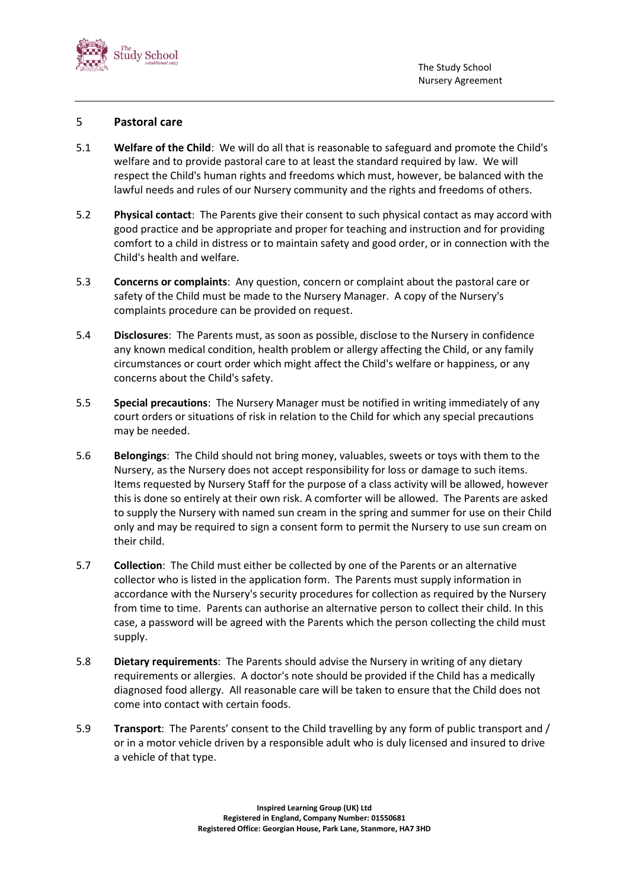## 5 Pastoral care

5.1 **Welfare of the Child**: We will do all that is reasonable to safeguard and promote the Child's welfare and to provide pastoral care to at least the standard required by law. We will respect the Child's human rights and freedoms which must, however, be balanced with the lawful needs and rules of our Nursery community and the rights and freedoms of others.

5.2 **Physical contact**: The Parents give their consent to such physical contact as may accord with good practice and be appropriate and proper for teaching and instruction and for providing comfort to a child in distress or to maintain safety and good order, or in connection with the Child's health and welfare.

5.3 **Concerns or complaints**: Any question, concern or complaint about the pastoral care or safety of the Child must be made to the Nursery Manager. A copy of the Nursery's complaints procedure can be provided on request.

5.4 **Disclosures**: The Parents must, as soon as possible, disclose to the Nursery in confidence any known medical condition, health problem or allergy affecting the Child, or any family circumstances or court order which might affect the Child's welfare or happiness, or any concerns about the Child's safety.

5.5 **Special precautions**: The Nursery Manager must be notified in writing immediately of any court orders or situations of risk in relation to the Child for which any special precautions may be needed.

5.6 **Belongings**: The Child should not bring money, valuables, sweets or toys with them to the Nursery, as the Nursery does not accept responsibility for loss or damage to such items. Items requested by Nursery Staff for the purpose of a class activity will be allowed, however this is done so entirely at their own risk. A comforter will be allowed. The Parents are asked to supply the Nursery with named sun cream in the spring and summer for use on their Child only and may be required to sign a consent form to permit the Nursery to use sun cream on their child.

5.7 **Collection**: The Child must either be collected by one of the Parents or an alternative collector who is listed in the application form. The Parents must supply information in accordance with the Nursery's security procedures for collection as required by the Nursery from time to time. Parents can authorise an alternative person to collect their child. In this case, a password will be agreed with the Parents which the person collecting the child must supply.

5.8 **Dietary requirements**: The Parents should advise the Nursery in writing of any dietary requirements or allergies. A doctor's note should be provided if the Child has a medically diagnosed food allergy. All reasonable care will be taken to ensure that the Child does not come into contact with certain foods.

5.9 **Transport**: The Parents' consent to the Child travelling by any form of public transport and / or in a motor vehicle driven by a responsible adult who is duly licensed and insured to drive a vehicle of that type.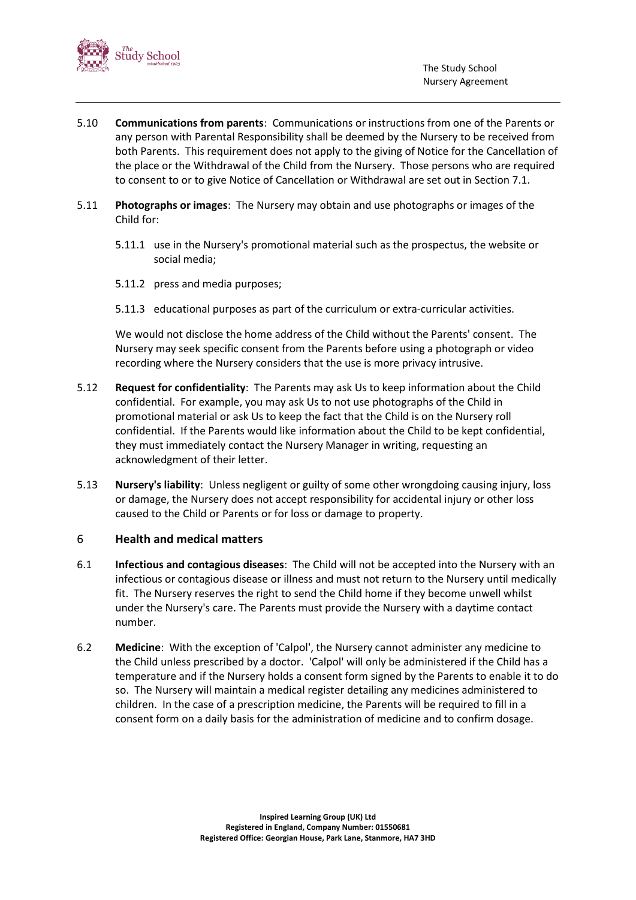5.10 **Communications from parents**: Communications or instructions from one of the Parents or any person with Parental Responsibility shall be deemed by the Nursery to be received from both Parents. This requirement does not apply to the giving of Notice for the Cancellation of the place or the Withdrawal of the Child from the Nursery. Those persons who are required to consent to or to give Notice of Cancellation or Withdrawal are set out in Section 7.1.

5.11 **Photographs or images**: The Nursery may obtain and use photographs or images of the Child for:

5.11.1 use in the Nursery's promotional material such as the prospectus, the website or social media;

5.11.2 press and media purposes;

5.11.3 educational purposes as part of the curriculum or extra-curricular activities.

We would not disclose the home address of the Child without the Parents' consent. The Nursery may seek specific consent from the Parents before using a photograph or video recording where the Nursery considers that the use is more privacy intrusive.

5.12 **Request for confidentiality**: The Parents may ask Us to keep information about the Child confidential. For example, you may ask Us to not use photographs of the Child in promotional material or ask Us to keep the fact that the Child is on the Nursery roll confidential. If the Parents would like information about the Child to be kept confidential, they must immediately contact the Nursery Manager in writing, requesting an acknowledgment of their letter.

5.13 **Nursery's liability**: Unless negligent or guilty of some other wrongdoing causing injury, loss or damage, the Nursery does not accept responsibility for accidental injury or other loss caused to the Child or Parents or for loss or damage to property.

## 6 Health and medical matters

6.1 **Infectious and contagious diseases**: The Child will not be accepted into the Nursery with an infectious or contagious disease or illness and must not return to the Nursery until medically fit. The Nursery reserves the right to send the Child home if they become unwell whilst under the Nursery's care. The Parents must provide the Nursery with a daytime contact number.

6.2 **Medicine**: With the exception of 'Calpol', the Nursery cannot administer any medicine to the Child unless prescribed by a doctor. 'Calpol' will only be administered if the Child has a temperature and if the Nursery holds a consent form signed by the Parents to enable it to do so. The Nursery will maintain a medical register detailing any medicines administered to children. In the case of a prescription medicine, the Parents will be required to fill in a consent form on a daily basis for the administration of medicine and to confirm dosage.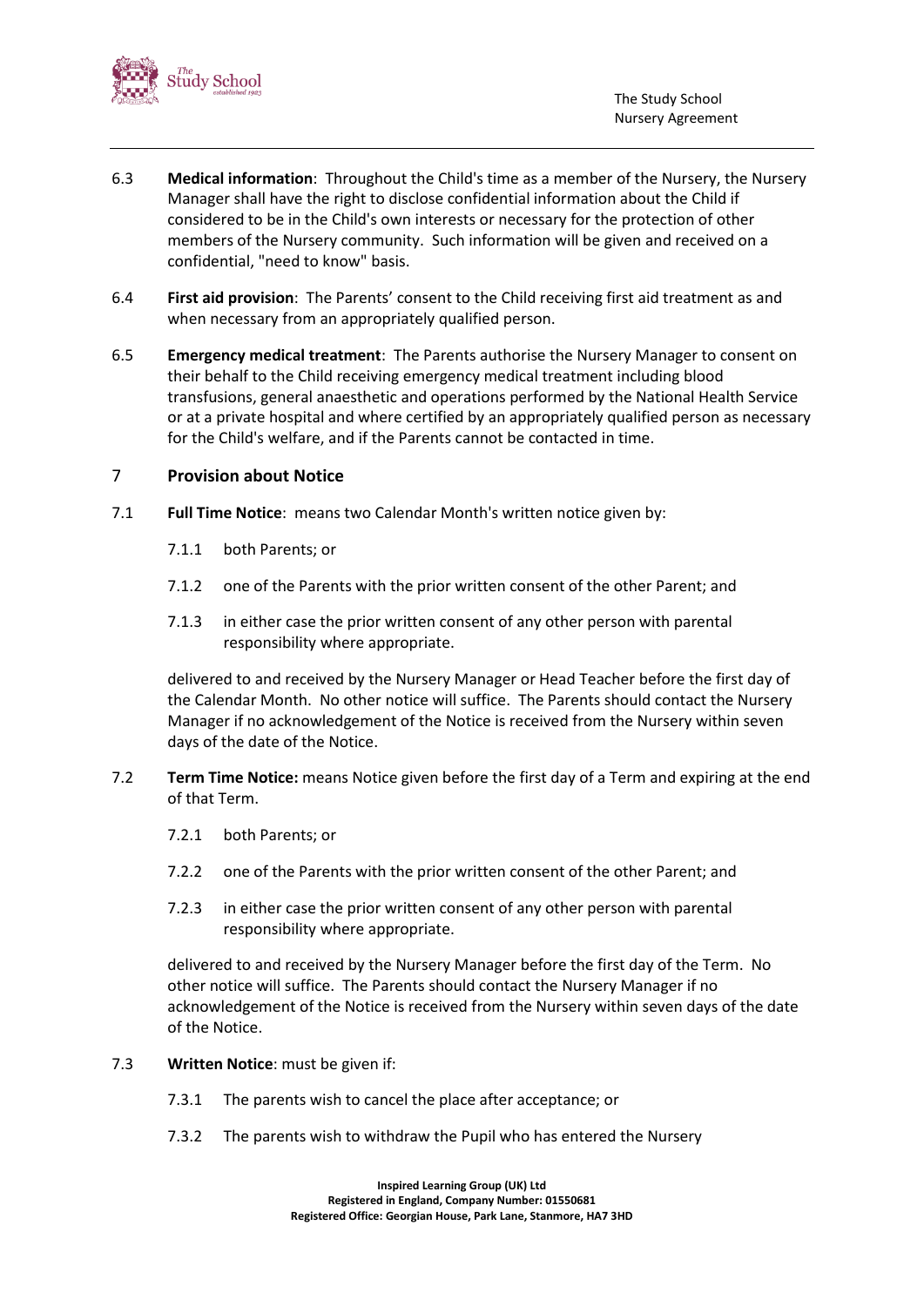6.3 **Medical information**: Throughout the Child's time as a member of the Nursery, the Nursery Manager shall have the right to disclose confidential information about the Child if considered to be in the Child's own interests or necessary for the protection of other members of the Nursery community. Such information will be given and received on a confidential, "need to know" basis.

6.4 **First aid provision**: The Parents' consent to the Child receiving first aid treatment as and when necessary from an appropriately qualified person.

6.5 **Emergency medical treatment**: The Parents authorise the Nursery Manager to consent on their behalf to the Child receiving emergency medical treatment including blood transfusions, general anaesthetic and operations performed by the National Health Service or at a private hospital and where certified by an appropriately qualified person as necessary for the Child's welfare, and if the Parents cannot be contacted in time.

## 7 Provision about Notice

7.1 **Full Time Notice**: means two Calendar Month's written notice given by:

7.1.1 both Parents; or

7.1.2 one of the Parents with the prior written consent of the other Parent; and

7.1.3 in either case the prior written consent of any other person with parental responsibility where appropriate.

delivered to and received by the Nursery Manager or Head Teacher before the first day of the Calendar Month. No other notice will suffice. The Parents should contact the Nursery Manager if no acknowledgement of the Notice is received from the Nursery within seven days of the date of the Notice.

7.2 **Term Time Notice:** means Notice given before the first day of a Term and expiring at the end of that Term.

7.2.1 both Parents; or

7.2.2 one of the Parents with the prior written consent of the other Parent; and

7.2.3 in either case the prior written consent of any other person with parental responsibility where appropriate.

delivered to and received by the Nursery Manager before the first day of the Term. No other notice will suffice. The Parents should contact the Nursery Manager if no acknowledgement of the Notice is received from the Nursery within seven days of the date of the Notice.

7.3 **Written Notice**: must be given if:

7.3.1 The parents wish to cancel the place after acceptance; or

7.3.2 The parents wish to withdraw the Pupil who has entered the Nursery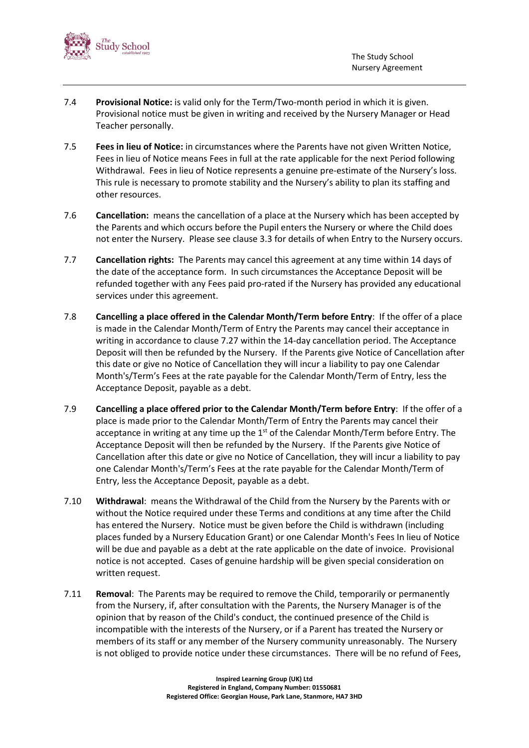7.4 **Provisional Notice:** is valid only for the Term/Two-month period in which it is given. Provisional notice must be given in writing and received by the Nursery Manager or Head Teacher personally.

7.5 **Fees in lieu of Notice:** in circumstances where the Parents have not given Written Notice, Fees in lieu of Notice means Fees in full at the rate applicable for the next Period following Withdrawal. Fees in lieu of Notice represents a genuine pre-estimate of the Nursery's loss. This rule is necessary to promote stability and the Nursery's ability to plan its staffing and other resources.

7.6 **Cancellation:** means the cancellation of a place at the Nursery which has been accepted by the Parents and which occurs before the Pupil enters the Nursery or where the Child does not enter the Nursery. Please see clause 3.3 for details of when Entry to the Nursery occurs.

7.7 **Cancellation rights:** The Parents may cancel this agreement at any time within 14 days of the date of the acceptance form. In such circumstances the Acceptance Deposit will be refunded together with any Fees paid pro-rated if the Nursery has provided any educational services under this agreement.

7.8 **Cancelling a place offered in the Calendar Month/Term before Entry**: If the offer of a place is made in the Calendar Month/Term of Entry the Parents may cancel their acceptance in writing in accordance to clause 7.27 within the 14-day cancellation period. The Acceptance Deposit will then be refunded by the Nursery. If the Parents give Notice of Cancellation after this date or give no Notice of Cancellation they will incur a liability to pay one Calendar Month's/Term's Fees at the rate payable for the Calendar Month/Term of Entry, less the Acceptance Deposit, payable as a debt.

7.9 **Cancelling a place offered prior to the Calendar Month/Term before Entry**: If the offer of a place is made prior to the Calendar Month/Term of Entry the Parents may cancel their acceptance in writing at any time up the 1st of the Calendar Month/Term before Entry. The Acceptance Deposit will then be refunded by the Nursery. If the Parents give Notice of Cancellation after this date or give no Notice of Cancellation, they will incur a liability to pay one Calendar Month's/Term's Fees at the rate payable for the Calendar Month/Term of Entry, less the Acceptance Deposit, payable as a debt.

7.10 **Withdrawal**: means the Withdrawal of the Child from the Nursery by the Parents with or without the Notice required under these Terms and conditions at any time after the Child has entered the Nursery. Notice must be given before the Child is withdrawn (including places funded by a Nursery Education Grant) or one Calendar Month's Fees In lieu of Notice will be due and payable as a debt at the rate applicable on the date of invoice. Provisional notice is not accepted. Cases of genuine hardship will be given special consideration on written request.

7.11 **Removal**: The Parents may be required to remove the Child, temporarily or permanently from the Nursery, if, after consultation with the Parents, the Nursery Manager is of the opinion that by reason of the Child's conduct, the continued presence of the Child is incompatible with the interests of the Nursery, or if a Parent has treated the Nursery or members of its staff or any member of the Nursery community unreasonably. The Nursery is not obliged to provide notice under these circumstances. There will be no refund of Fees,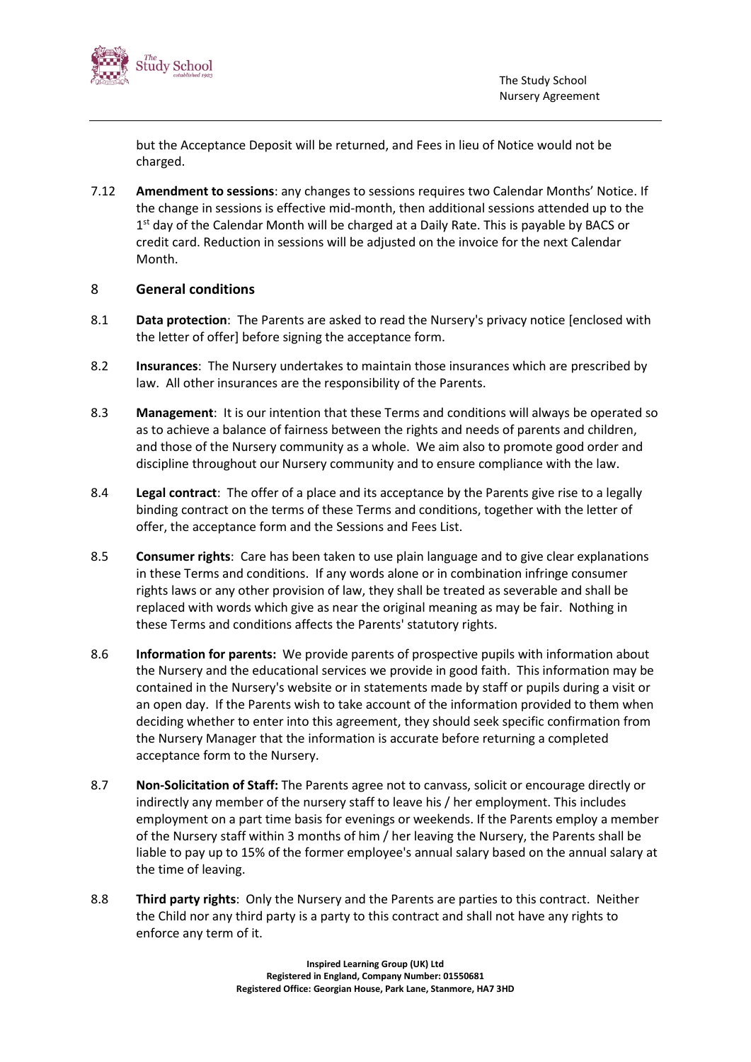but the Acceptance Deposit will be returned, and Fees in lieu of Notice would not be charged.

7.12 **Amendment to sessions**: any changes to sessions requires two Calendar Months' Notice. If the change in sessions is effective mid-month, then additional sessions attended up to the 1st day of the Calendar Month will be charged at a Daily Rate. This is payable by BACS or credit card. Reduction in sessions will be adjusted on the invoice for the next Calendar Month.

## 8 General conditions

8.1 **Data protection**: The Parents are asked to read the Nursery's privacy notice [enclosed with the letter of offer] before signing the acceptance form.

8.2 **Insurances**: The Nursery undertakes to maintain those insurances which are prescribed by law. All other insurances are the responsibility of the Parents.

8.3 **Management**: It is our intention that these Terms and conditions will always be operated so as to achieve a balance of fairness between the rights and needs of parents and children, and those of the Nursery community as a whole. We aim also to promote good order and discipline throughout our Nursery community and to ensure compliance with the law.

8.4 **Legal contract**: The offer of a place and its acceptance by the Parents give rise to a legally binding contract on the terms of these Terms and conditions, together with the letter of offer, the acceptance form and the Sessions and Fees List.

8.5 **Consumer rights**: Care has been taken to use plain language and to give clear explanations in these Terms and conditions. If any words alone or in combination infringe consumer rights laws or any other provision of law, they shall be treated as severable and shall be replaced with words which give as near the original meaning as may be fair. Nothing in these Terms and conditions affects the Parents' statutory rights.

8.6 **Information for parents:** We provide parents of prospective pupils with information about the Nursery and the educational services we provide in good faith. This information may be contained in the Nursery's website or in statements made by staff or pupils during a visit or an open day. If the Parents wish to take account of the information provided to them when deciding whether to enter into this agreement, they should seek specific confirmation from the Nursery Manager that the information is accurate before returning a completed acceptance form to the Nursery.

8.7 **Non-Solicitation of Staff:** The Parents agree not to canvass, solicit or encourage directly or indirectly any member of the nursery staff to leave his / her employment. This includes employment on a part time basis for evenings or weekends. If the Parents employ a member of the Nursery staff within 3 months of him / her leaving the Nursery, the Parents shall be liable to pay up to 15% of the former employee's annual salary based on the annual salary at the time of leaving.

8.8 **Third party rights**: Only the Nursery and the Parents are parties to this contract. Neither the Child nor any third party is a party to this contract and shall not have any rights to enforce any term of it.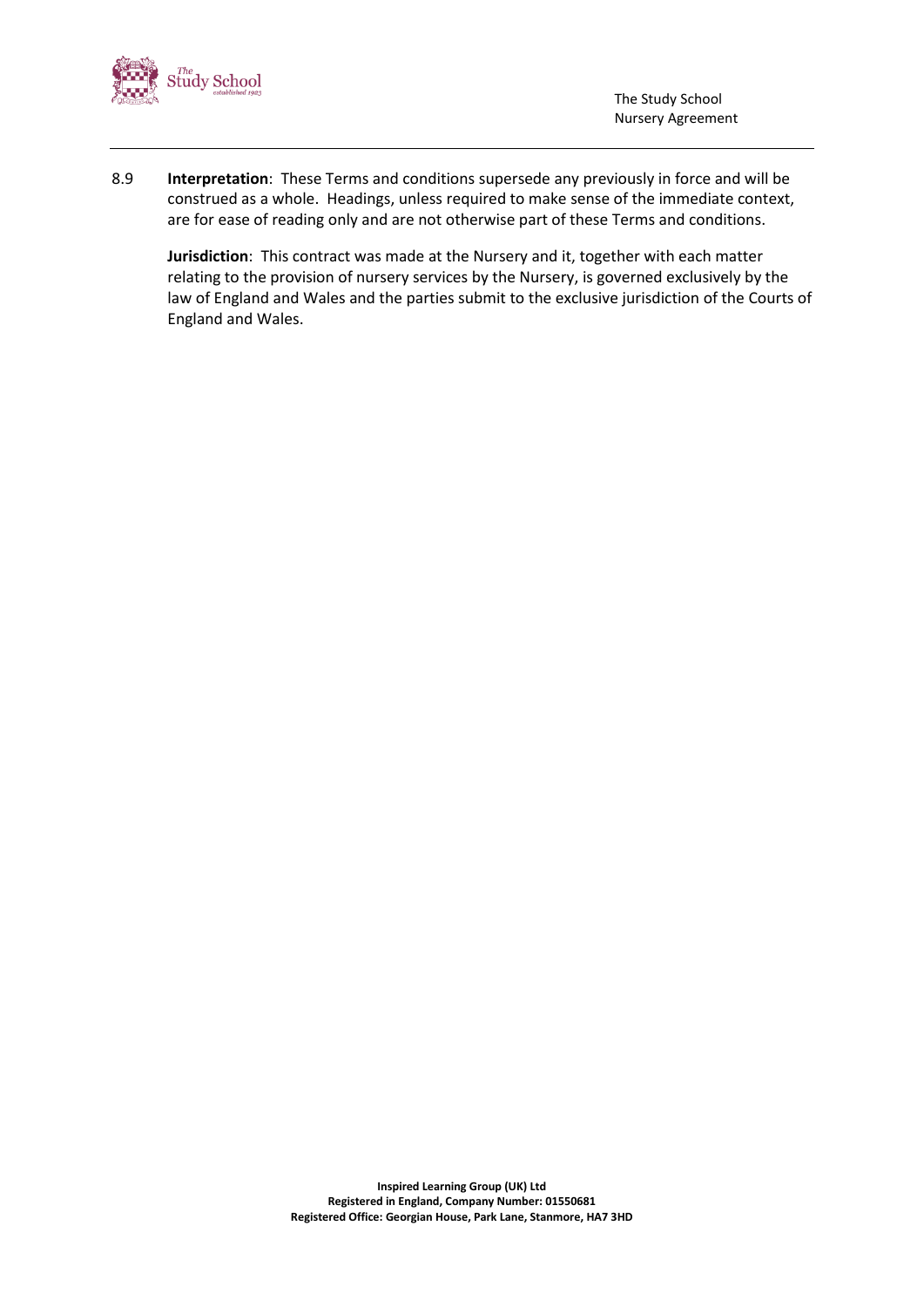8.9 **Interpretation**: These Terms and conditions supersede any previously in force and will be construed as a whole. Headings, unless required to make sense of the immediate context, are for ease of reading only and are not otherwise part of these Terms and conditions.

**Jurisdiction**: This contract was made at the Nursery and it, together with each matter relating to the provision of nursery services by the Nursery, is governed exclusively by the law of England and Wales and the parties submit to the exclusive jurisdiction of the Courts of England and Wales.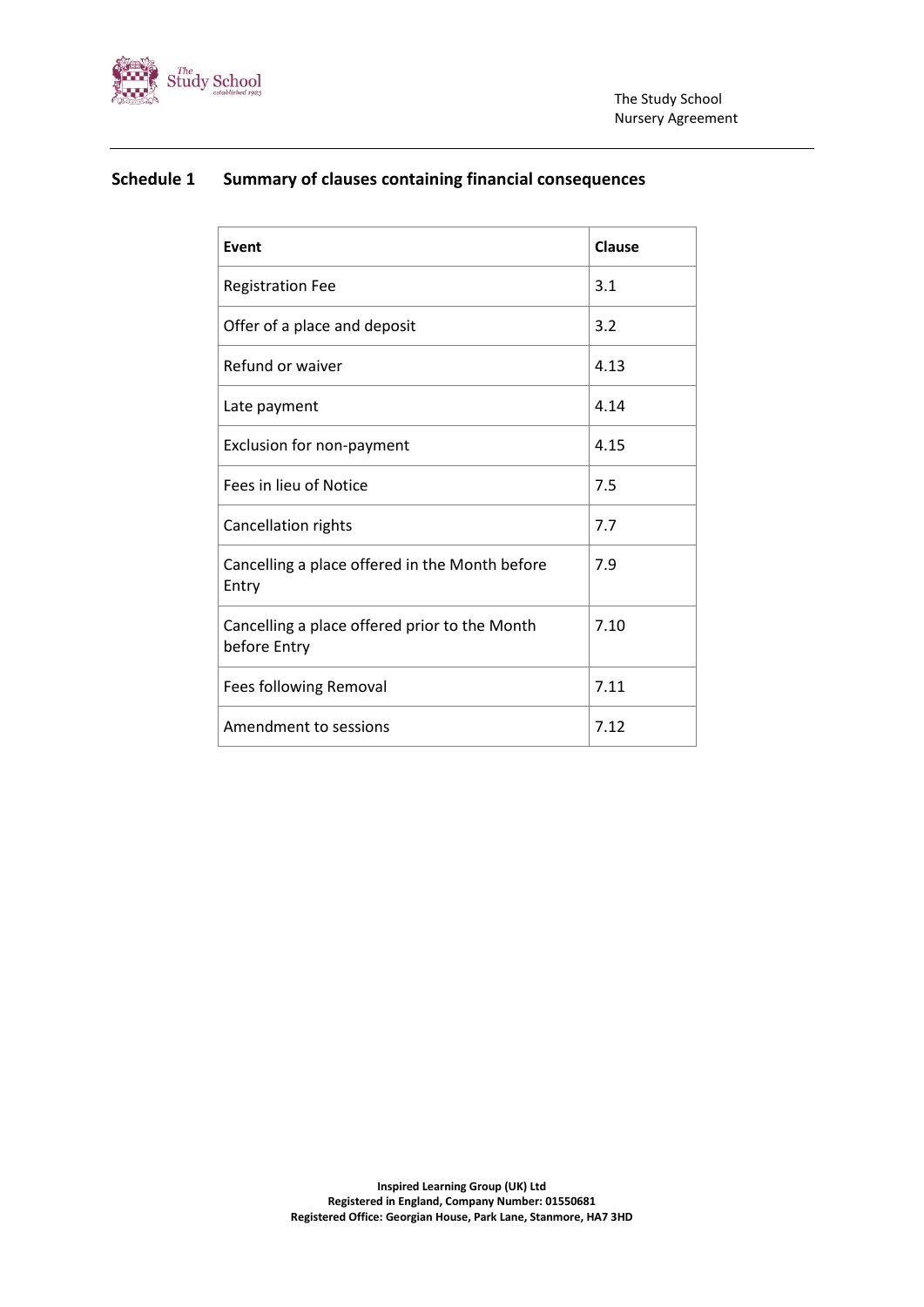## Schedule 1 Summary of clauses containing financial consequences

| Event | Clause |
|---|---|
| Registration Fee | 3.1 |
| Offer of a place and deposit | 3.2 |
| Refund or waiver | 4.13 |
| Late payment | 4.14 |
| Exclusion for non-payment | 4.15 |
| Fees in lieu of Notice | 7.5 |
| Cancellation rights | 7.7 |
| Cancelling a place offered in the Month before Entry | 7.9 |
| Cancelling a place offered prior to the Month before Entry | 7.10 |
| Fees following Removal | 7.11 |
| Amendment to sessions | 7.12 |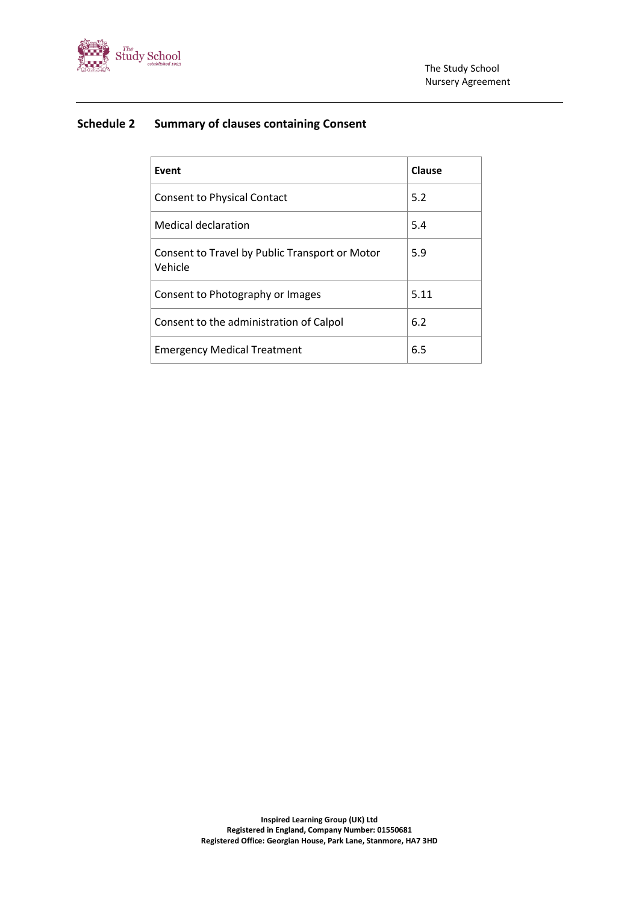## Schedule 2 Summary of clauses containing Consent

| Event | Clause |
|---|---|
| Consent to Physical Contact | 5.2 |
| Medical declaration | 5.4 |
| Consent to Travel by Public Transport or Motor Vehicle | 5.9 |
| Consent to Photography or Images | 5.11 |
| Consent to the administration of Calpol | 6.2 |
| Emergency Medical Treatment | 6.5 |